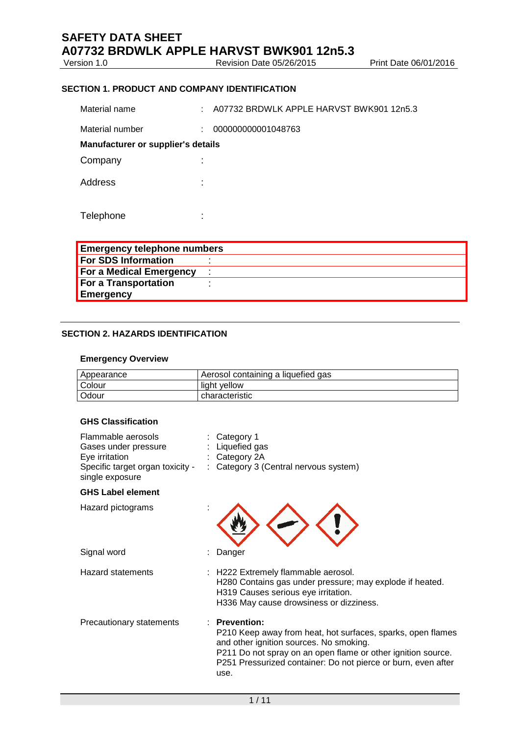# SAFETY DATA SHEET

# A07732 BRDWLK APPLE HARVST BWK901 12n5.3

Version 1.0 Revision Date 05/26/2015 Print Date 06/01/2016

## SECTION 1. PRODUCT AND COMPANY IDENTIFICATION

Material name : A07732 BRDWLK APPLE HARVST BWK901 12n5.3

Material number : 000000000001048763

**Manufacturer or supplier's details**

Company :

Address :

Telephone :

| | |
|---|---|
| **Emergency telephone numbers** | |
| **For SDS Information** | : |
| **For a Medical Emergency** | : |
| **For a Transportation Emergency** | : |

## SECTION 2. HAZARDS IDENTIFICATION

### Emergency Overview

| | |
|---|---|
| Appearance | Aerosol containing a liquefied gas |
| Colour | light yellow |
| Odour | characteristic |

**GHS Classification**

Flammable aerosols : Category 1
Gases under pressure : Liquefied gas
Eye irritation : Category 2A
Specific target organ toxicity - single exposure : Category 3 (Central nervous system)

**GHS Label element**

Hazard pictograms :

Signal word : Danger

Hazard statements : H222 Extremely flammable aerosol.
H280 Contains gas under pressure; may explode if heated.
H319 Causes serious eye irritation.
H336 May cause drowsiness or dizziness.

Precautionary statements : **Prevention:**
P210 Keep away from heat, hot surfaces, sparks, open flames and other ignition sources. No smoking.
P211 Do not spray on an open flame or other ignition source.
P251 Pressurized container: Do not pierce or burn, even after use.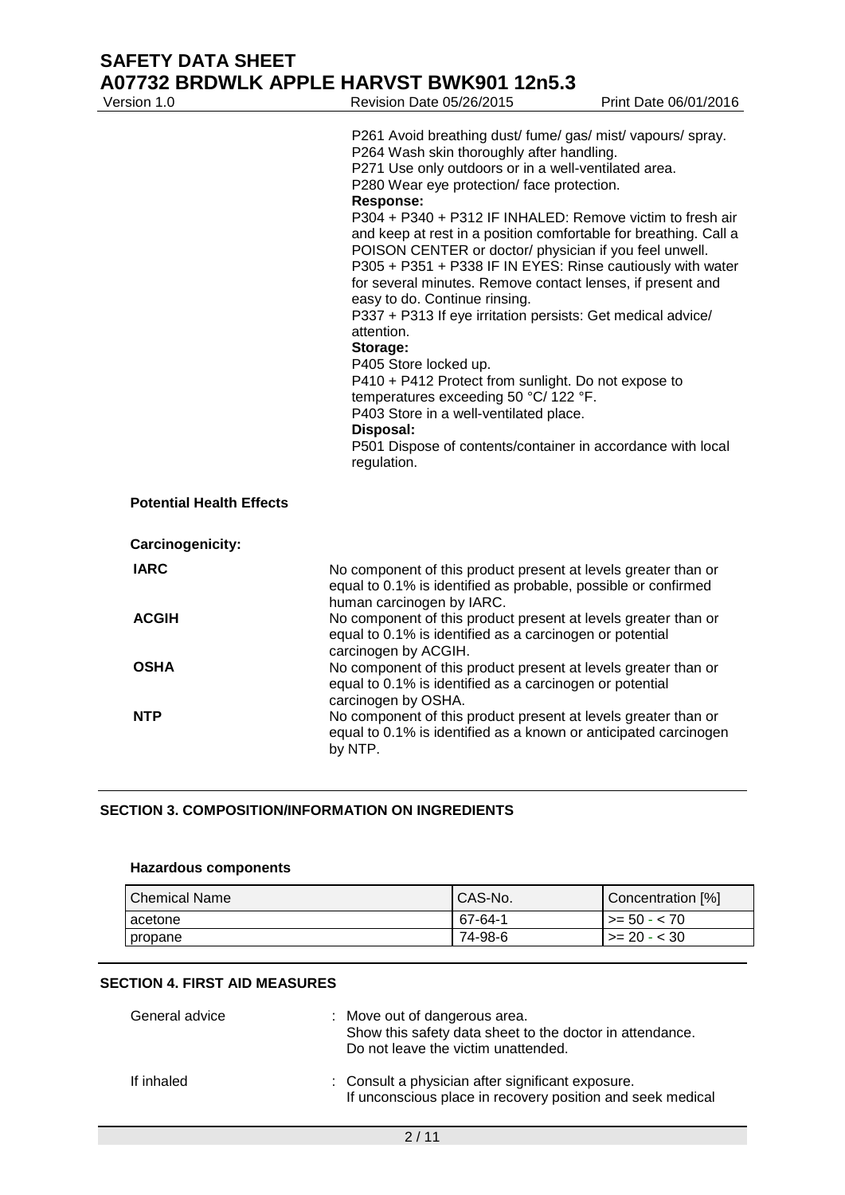P261 Avoid breathing dust/ fume/ gas/ mist/ vapours/ spray.
P264 Wash skin thoroughly after handling.
P271 Use only outdoors or in a well-ventilated area.
P280 Wear eye protection/ face protection.

**Response:**

P304 + P340 + P312 IF INHALED: Remove victim to fresh air and keep at rest in a position comfortable for breathing. Call a POISON CENTER or doctor/ physician if you feel unwell.
P305 + P351 + P338 IF IN EYES: Rinse cautiously with water for several minutes. Remove contact lenses, if present and easy to do. Continue rinsing.
P337 + P313 If eye irritation persists: Get medical advice/ attention.

**Storage:**

P405 Store locked up.
P410 + P412 Protect from sunlight. Do not expose to temperatures exceeding 50 °C/ 122 °F.
P403 Store in a well-ventilated place.

**Disposal:**

P501 Dispose of contents/container in accordance with local regulation.

**Potential Health Effects**

**Carcinogenicity:**

**IARC** — No component of this product present at levels greater than or equal to 0.1% is identified as probable, possible or confirmed human carcinogen by IARC.

**ACGIH** — No component of this product present at levels greater than or equal to 0.1% is identified as a carcinogen or potential carcinogen by ACGIH.

**OSHA** — No component of this product present at levels greater than or equal to 0.1% is identified as a carcinogen or potential carcinogen by OSHA.

**NTP** — No component of this product present at levels greater than or equal to 0.1% is identified as a known or anticipated carcinogen by NTP.

## SECTION 3. COMPOSITION/INFORMATION ON INGREDIENTS

**Hazardous components**

| Chemical Name | CAS-No. | Concentration [%] |
|---|---|---|
| acetone | 67-64-1 | >= 50 - < 70 |
| propane | 74-98-6 | >= 20 - < 30 |

## SECTION 4. FIRST AID MEASURES

General advice : Move out of dangerous area.
Show this safety data sheet to the doctor in attendance.
Do not leave the victim unattended.

If inhaled : Consult a physician after significant exposure.
If unconscious place in recovery position and seek medical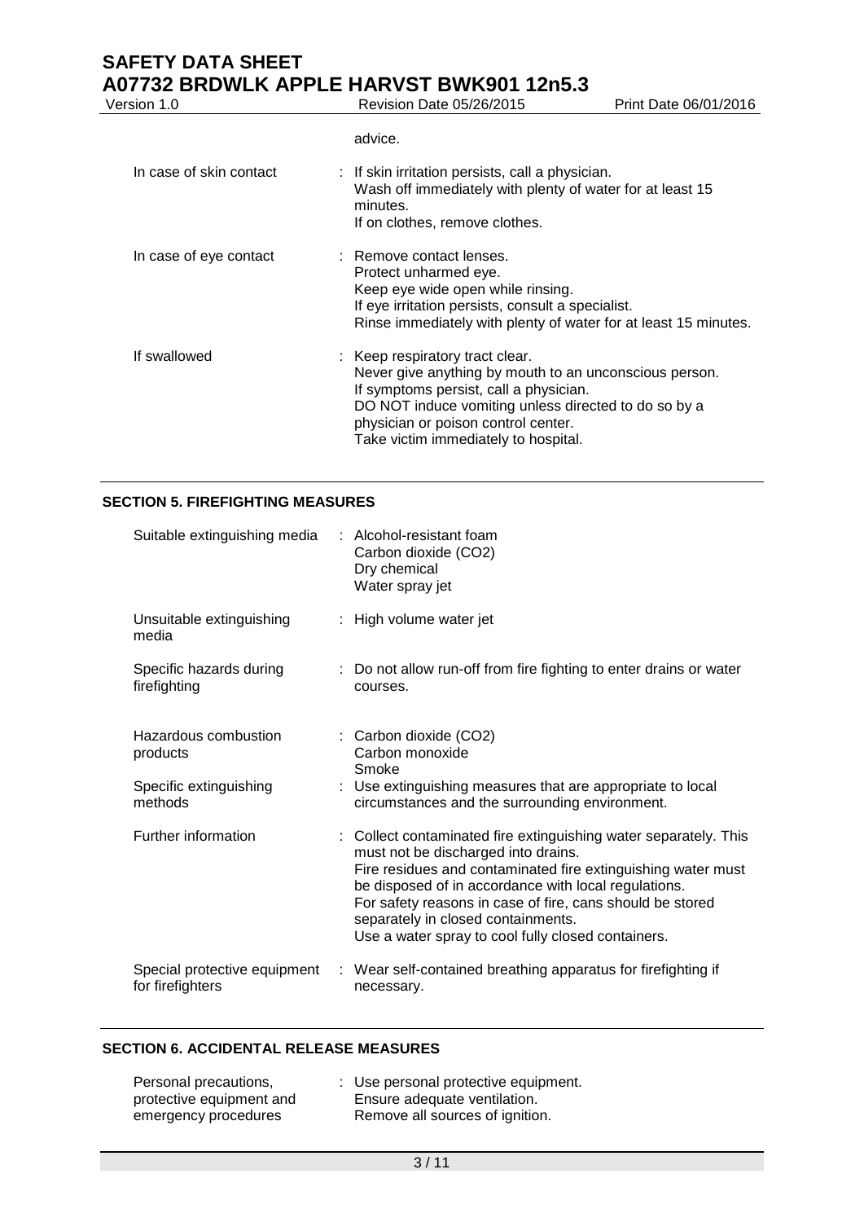advice.

| | |
|---|---|
| In case of skin contact | : If skin irritation persists, call a physician.<br>Wash off immediately with plenty of water for at least 15 minutes.<br>If on clothes, remove clothes. |
| In case of eye contact | : Remove contact lenses.<br>Protect unharmed eye.<br>Keep eye wide open while rinsing.<br>If eye irritation persists, consult a specialist.<br>Rinse immediately with plenty of water for at least 15 minutes. |
| If swallowed | : Keep respiratory tract clear.<br>Never give anything by mouth to an unconscious person.<br>If symptoms persist, call a physician.<br>DO NOT induce vomiting unless directed to do so by a physician or poison control center.<br>Take victim immediately to hospital. |

## SECTION 5. FIREFIGHTING MEASURES

| | |
|---|---|
| Suitable extinguishing media | : Alcohol-resistant foam<br>Carbon dioxide ($CO_2$)<br>Dry chemical<br>Water spray jet |
| Unsuitable extinguishing media | : High volume water jet |
| Specific hazards during firefighting | : Do not allow run-off from fire fighting to enter drains or water courses. |
| Hazardous combustion products | : Carbon dioxide ($CO_2$)<br>Carbon monoxide<br>Smoke |
| Specific extinguishing methods | : Use extinguishing measures that are appropriate to local circumstances and the surrounding environment. |
| Further information | : Collect contaminated fire extinguishing water separately. This must not be discharged into drains.<br>Fire residues and contaminated fire extinguishing water must be disposed of in accordance with local regulations.<br>For safety reasons in case of fire, cans should be stored separately in closed containments.<br>Use a water spray to cool fully closed containers. |
| Special protective equipment for firefighters | : Wear self-contained breathing apparatus for firefighting if necessary. |

## SECTION 6. ACCIDENTAL RELEASE MEASURES

| | |
|---|---|
| Personal precautions, protective equipment and emergency procedures | : Use personal protective equipment.<br>Ensure adequate ventilation.<br>Remove all sources of ignition. |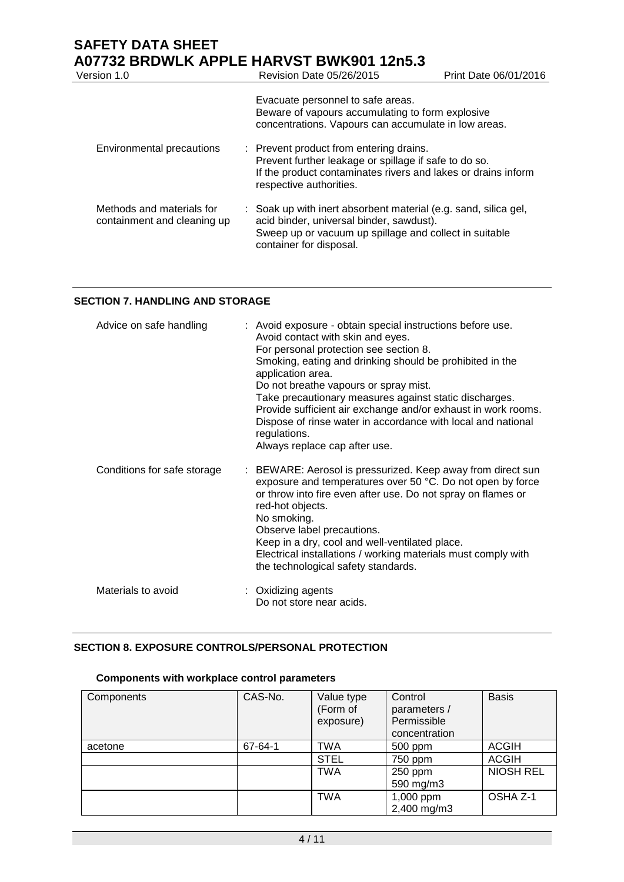Evacuate personnel to safe areas.
Beware of vapours accumulating to form explosive concentrations. Vapours can accumulate in low areas.

Environmental precautions : Prevent product from entering drains.
Prevent further leakage or spillage if safe to do so.
If the product contaminates rivers and lakes or drains inform respective authorities.

Methods and materials for containment and cleaning up : Soak up with inert absorbent material (e.g. sand, silica gel, acid binder, universal binder, sawdust).
Sweep up or vacuum up spillage and collect in suitable container for disposal.

## SECTION 7. HANDLING AND STORAGE

Advice on safe handling : Avoid exposure - obtain special instructions before use.
Avoid contact with skin and eyes.
For personal protection see section 8.
Smoking, eating and drinking should be prohibited in the application area.
Do not breathe vapours or spray mist.
Take precautionary measures against static discharges.
Provide sufficient air exchange and/or exhaust in work rooms.
Dispose of rinse water in accordance with local and national regulations.
Always replace cap after use.

Conditions for safe storage : BEWARE: Aerosol is pressurized. Keep away from direct sun exposure and temperatures over 50 °C. Do not open by force or throw into fire even after use. Do not spray on flames or red-hot objects.
No smoking.
Observe label precautions.
Keep in a dry, cool and well-ventilated place.
Electrical installations / working materials must comply with the technological safety standards.

Materials to avoid : Oxidizing agents
Do not store near acids.

## SECTION 8. EXPOSURE CONTROLS/PERSONAL PROTECTION

### Components with workplace control parameters

| Components | CAS-No. | Value type (Form of exposure) | Control parameters / Permissible concentration | Basis |
|---|---|---|---|---|
| acetone | 67-64-1 | TWA | 500 ppm | ACGIH |
| | | STEL | 750 ppm | ACGIH |
| | | TWA | 250 ppm<br>590 mg/m3 | NIOSH REL |
| | | TWA | 1,000 ppm<br>2,400 mg/m3 | OSHA Z-1 |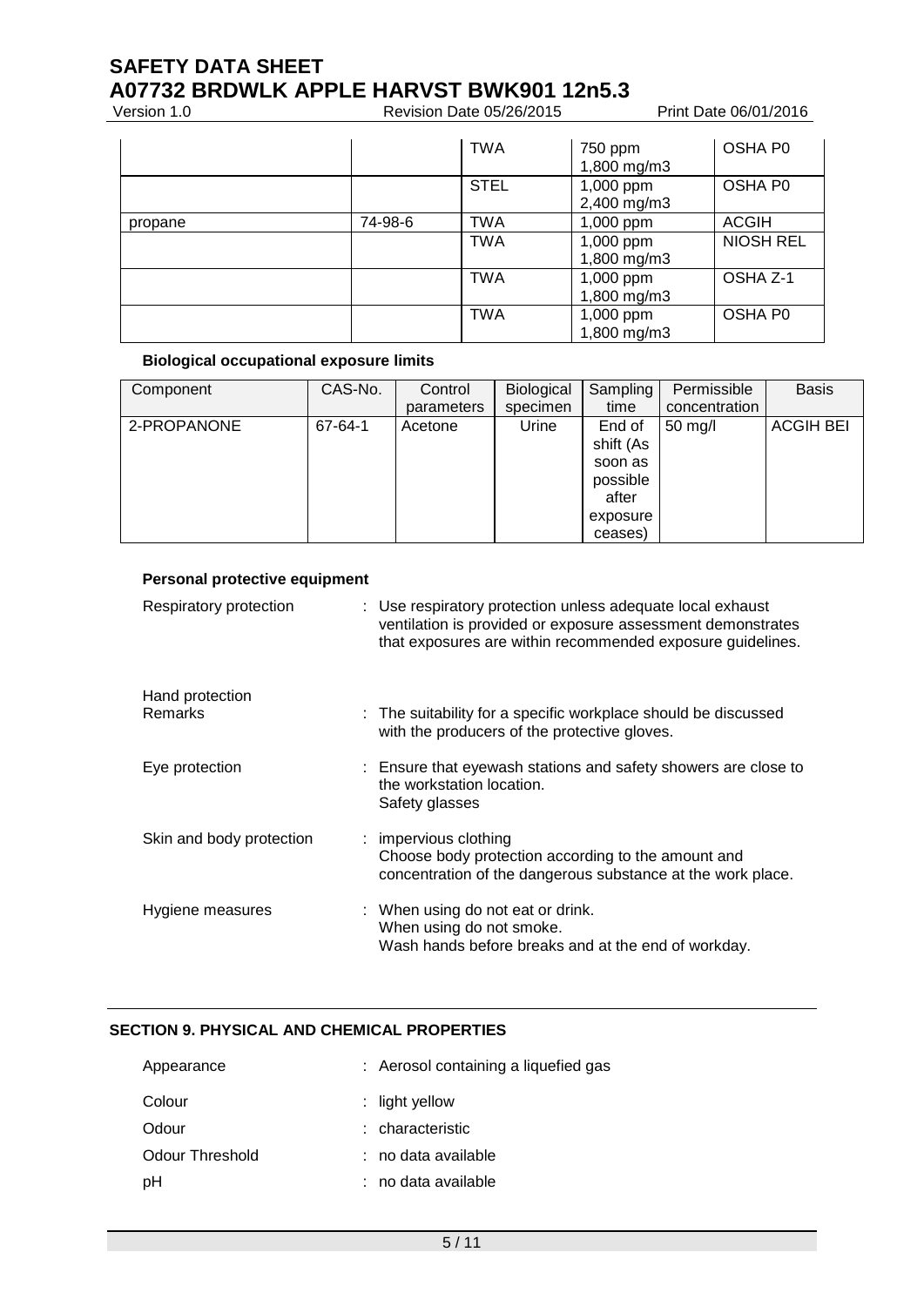| | | | | |
|---|---|---|---|---|
| | | TWA | 750 ppm 1,800 mg/m3 | OSHA P0 |
| | | STEL | 1,000 ppm 2,400 mg/m3 | OSHA P0 |
| propane | 74-98-6 | TWA | 1,000 ppm | ACGIH |
| | | TWA | 1,000 ppm 1,800 mg/m3 | NIOSH REL |
| | | TWA | 1,000 ppm 1,800 mg/m3 | OSHA Z-1 |
| | | TWA | 1,000 ppm 1,800 mg/m3 | OSHA P0 |

**Biological occupational exposure limits**

| Component | CAS-No. | Control parameters | Biological specimen | Sampling time | Permissible concentration | Basis |
|---|---|---|---|---|---|---|
| 2-PROPANONE | 67-64-1 | Acetone | Urine | End of shift (As soon as possible after exposure ceases) | 50 mg/l | ACGIH BEI |

**Personal protective equipment**

Respiratory protection : Use respiratory protection unless adequate local exhaust ventilation is provided or exposure assessment demonstrates that exposures are within recommended exposure guidelines.

Hand protection

Remarks : The suitability for a specific workplace should be discussed with the producers of the protective gloves.

Eye protection : Ensure that eyewash stations and safety showers are close to the workstation location.
Safety glasses

Skin and body protection : impervious clothing
Choose body protection according to the amount and concentration of the dangerous substance at the work place.

Hygiene measures : When using do not eat or drink.
When using do not smoke.
Wash hands before breaks and at the end of workday.

## SECTION 9. PHYSICAL AND CHEMICAL PROPERTIES

Appearance : Aerosol containing a liquefied gas

Colour : light yellow

Odour : characteristic

Odour Threshold : no data available

pH : no data available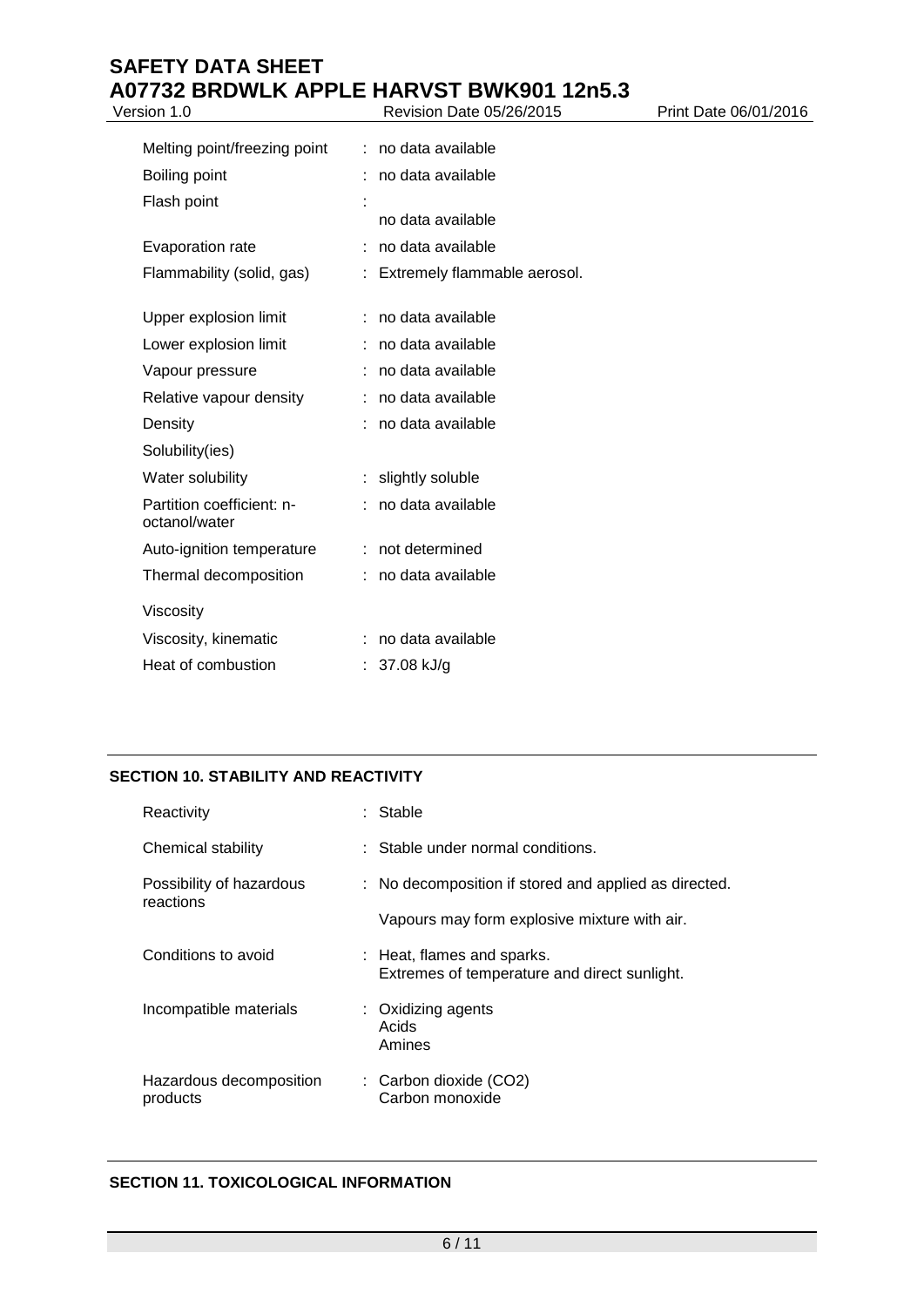| | |
|---|---|
| Melting point/freezing point | : no data available |
| Boiling point | : no data available |
| Flash point | : no data available |
| Evaporation rate | : no data available |
| Flammability (solid, gas) | : Extremely flammable aerosol. |
| Upper explosion limit | : no data available |
| Lower explosion limit | : no data available |
| Vapour pressure | : no data available |
| Relative vapour density | : no data available |
| Density | : no data available |
| Solubility(ies) | |
| Water solubility | : slightly soluble |
| Partition coefficient: n-octanol/water | : no data available |
| Auto-ignition temperature | : not determined |
| Thermal decomposition | : no data available |
| Viscosity | |
| Viscosity, kinematic | : no data available |
| Heat of combustion | : 37.08 kJ/g |

## SECTION 10. STABILITY AND REACTIVITY

| | |
|---|---|
| Reactivity | : Stable |
| Chemical stability | : Stable under normal conditions. |
| Possibility of hazardous reactions | : No decomposition if stored and applied as directed.<br>Vapours may form explosive mixture with air. |
| Conditions to avoid | : Heat, flames and sparks.<br>Extremes of temperature and direct sunlight. |
| Incompatible materials | : Oxidizing agents<br>Acids<br>Amines |
| Hazardous decomposition products | : Carbon dioxide ($CO_2$)<br>Carbon monoxide |

## SECTION 11. TOXICOLOGICAL INFORMATION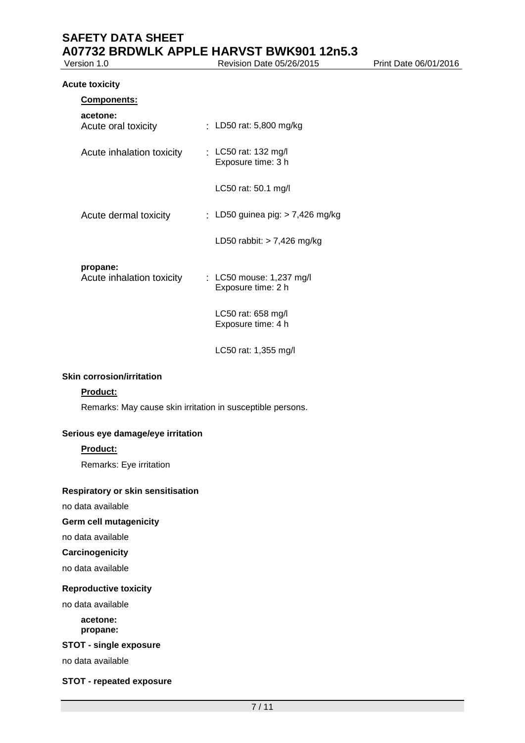**Acute toxicity**

**Components:**

**acetone:**

| | |
|---|---|
| Acute oral toxicity | : LD50 rat: 5,800 mg/kg |
| Acute inhalation toxicity | : LC50 rat: 132 mg/l<br>Exposure time: 3 h |
| | LC50 rat: 50.1 mg/l |
| Acute dermal toxicity | : LD50 guinea pig: > 7,426 mg/kg |
| | LD50 rabbit: > 7,426 mg/kg |

**propane:**

| | |
|---|---|
| Acute inhalation toxicity | : LC50 mouse: 1,237 mg/l<br>Exposure time: 2 h |
| | LC50 rat: 658 mg/l<br>Exposure time: 4 h |
| | LC50 rat: 1,355 mg/l |

**Skin corrosion/irritation**

**Product:**

Remarks: May cause skin irritation in susceptible persons.

**Serious eye damage/eye irritation**

**Product:**

Remarks: Eye irritation

**Respiratory or skin sensitisation**

no data available

**Germ cell mutagenicity**

no data available

**Carcinogenicity**

no data available

**Reproductive toxicity**

no data available

**acetone:**
**propane:**

**STOT - single exposure**

no data available

**STOT - repeated exposure**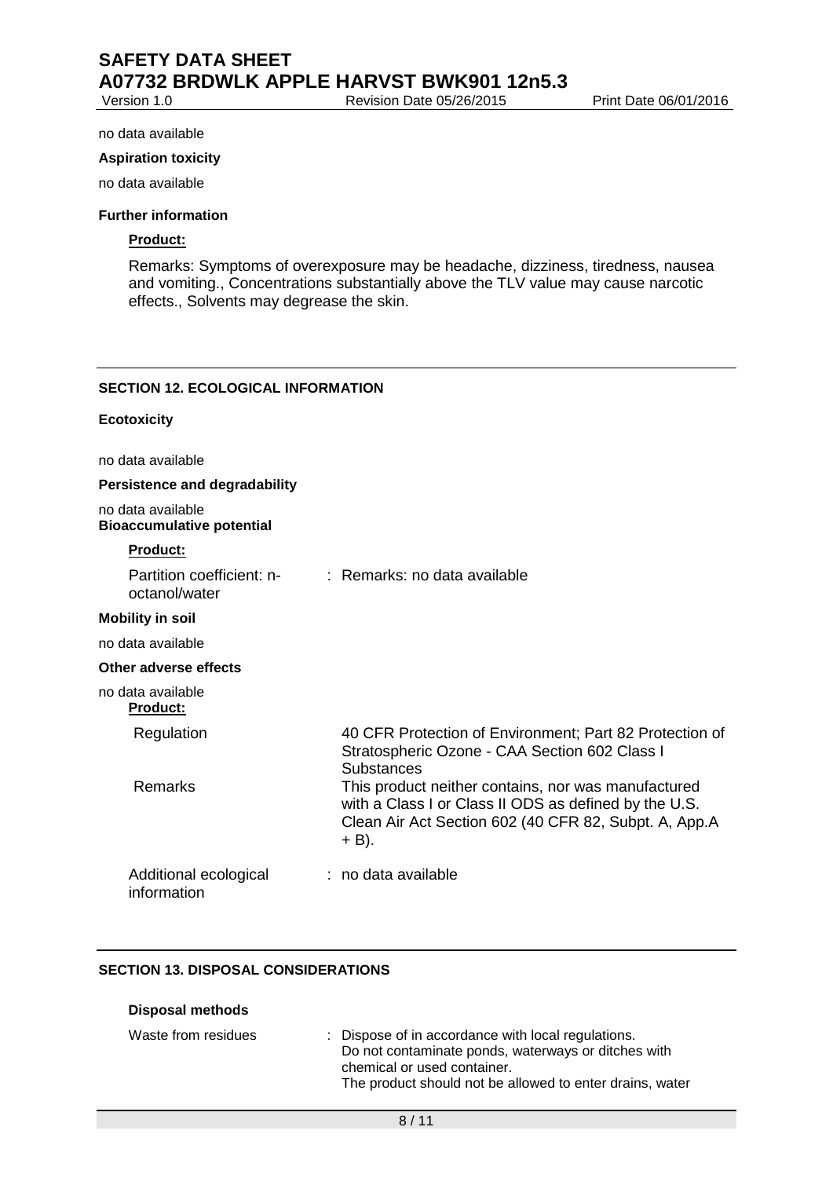no data available

**Aspiration toxicity**

no data available

**Further information**

**Product:**

Remarks: Symptoms of overexposure may be headache, dizziness, tiredness, nausea and vomiting., Concentrations substantially above the TLV value may cause narcotic effects., Solvents may degrease the skin.

## SECTION 12. ECOLOGICAL INFORMATION

**Ecotoxicity**

no data available

**Persistence and degradability**

no data available

**Bioaccumulative potential**

**Product:**

Partition coefficient: n-octanol/water : Remarks: no data available

**Mobility in soil**

no data available

**Other adverse effects**

no data available

**Product:**

| | |
|---|---|
| Regulation | 40 CFR Protection of Environment; Part 82 Protection of Stratospheric Ozone - CAA Section 602 Class I Substances |
| Remarks | This product neither contains, nor was manufactured with a Class I or Class II ODS as defined by the U.S. Clean Air Act Section 602 (40 CFR 82, Subpt. A, App.A + B). |
| Additional ecological information | : no data available |

## SECTION 13. DISPOSAL CONSIDERATIONS

**Disposal methods**

Waste from residues : Dispose of in accordance with local regulations.
Do not contaminate ponds, waterways or ditches with chemical or used container.
The product should not be allowed to enter drains, water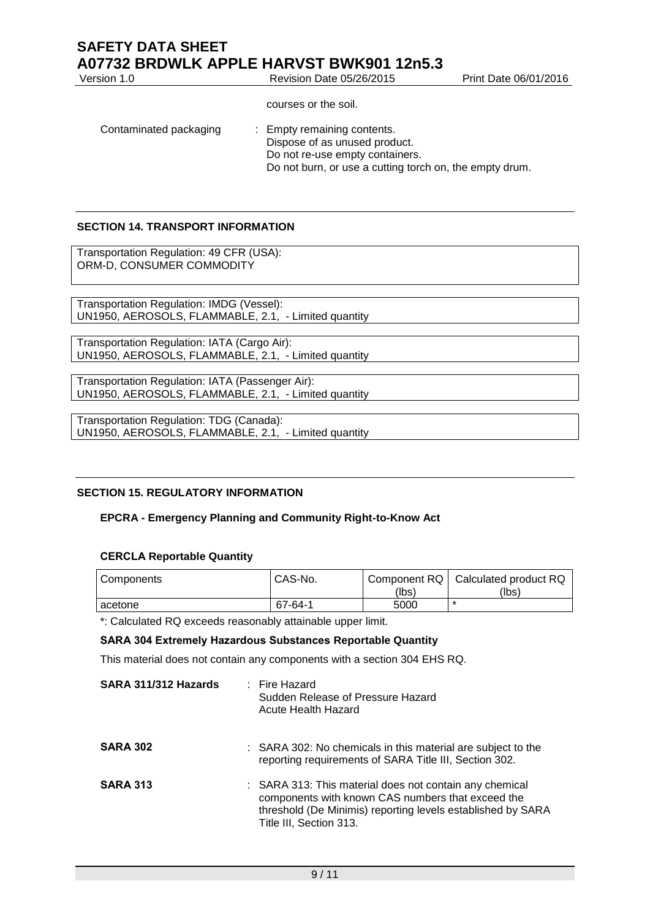courses or the soil.

Contaminated packaging : Empty remaining contents.
Dispose of as unused product.
Do not re-use empty containers.
Do not burn, or use a cutting torch on, the empty drum.

## SECTION 14. TRANSPORT INFORMATION

Transportation Regulation: 49 CFR (USA):
ORM-D, CONSUMER COMMODITY

Transportation Regulation: IMDG (Vessel):
UN1950, AEROSOLS, FLAMMABLE, 2.1, - Limited quantity

Transportation Regulation: IATA (Cargo Air):
UN1950, AEROSOLS, FLAMMABLE, 2.1, - Limited quantity

Transportation Regulation: IATA (Passenger Air):
UN1950, AEROSOLS, FLAMMABLE, 2.1, - Limited quantity

Transportation Regulation: TDG (Canada):
UN1950, AEROSOLS, FLAMMABLE, 2.1, - Limited quantity

## SECTION 15. REGULATORY INFORMATION

**EPCRA - Emergency Planning and Community Right-to-Know Act**

**CERCLA Reportable Quantity**

| Components | CAS-No. | Component RQ (lbs) | Calculated product RQ (lbs) |
|---|---|---|---|
| acetone | 67-64-1 | 5000 | * |

*: Calculated RQ exceeds reasonably attainable upper limit.

**SARA 304 Extremely Hazardous Substances Reportable Quantity**

This material does not contain any components with a section 304 EHS RQ.

**SARA 311/312 Hazards** : Fire Hazard
Sudden Release of Pressure Hazard
Acute Health Hazard

**SARA 302** : SARA 302: No chemicals in this material are subject to the reporting requirements of SARA Title III, Section 302.

**SARA 313** : SARA 313: This material does not contain any chemical components with known CAS numbers that exceed the threshold (De Minimis) reporting levels established by SARA Title III, Section 313.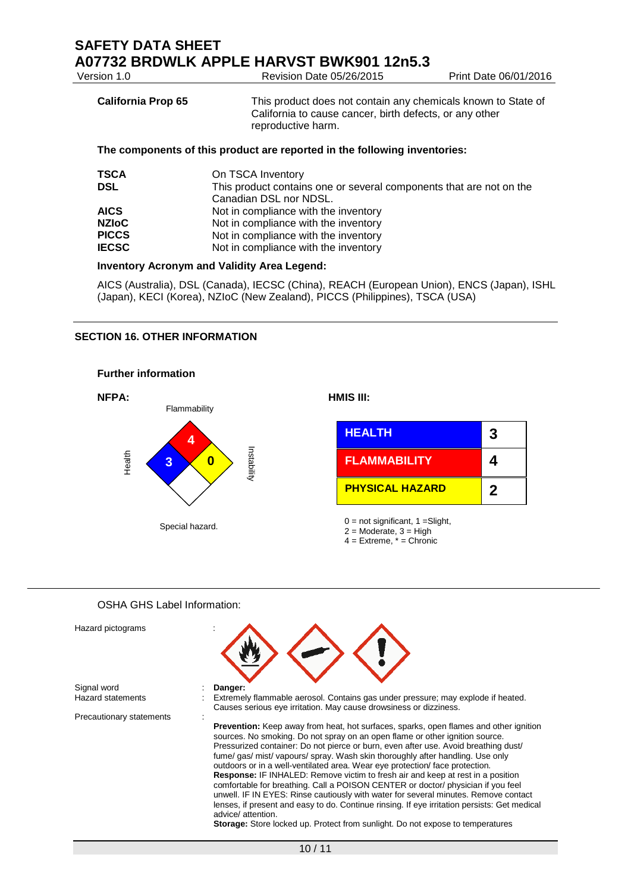California Prop 65 — This product does not contain any chemicals known to State of California to cause cancer, birth defects, or any other reproductive harm.

**The components of this product are reported in the following inventories:**

| | |
|---|---|
| **TSCA** | On TSCA Inventory |
| **DSL** | This product contains one or several components that are not on the Canadian DSL nor NDSL. |
| **AICS** | Not in compliance with the inventory |
| **NZIoC** | Not in compliance with the inventory |
| **PICCS** | Not in compliance with the inventory |
| **IECSC** | Not in compliance with the inventory |

**Inventory Acronym and Validity Area Legend:**

AICS (Australia), DSL (Canada), IECSC (China), REACH (European Union), ENCS (Japan), ISHL (Japan), KECI (Korea), NZIoC (New Zealand), PICCS (Philippines), TSCA (USA)

## SECTION 16. OTHER INFORMATION

**Further information**

**NFPA:**

Flammability: 4
Health: 3
Instability: 0
Special hazard.

**HMIS III:**

| | |
|---|---|
| HEALTH | 3 |
| FLAMMABILITY | 4 |
| PHYSICAL HAZARD | 2 |

0 = not significant, 1 =Slight,
2 = Moderate, 3 = High
4 = Extreme, * = Chronic

OSHA GHS Label Information:

Hazard pictograms :

Signal word : **Danger:**

Hazard statements : Extremely flammable aerosol. Contains gas under pressure; may explode if heated. Causes serious eye irritation. May cause drowsiness or dizziness.

Precautionary statements :

**Prevention:** Keep away from heat, hot surfaces, sparks, open flames and other ignition sources. No smoking. Do not spray on an open flame or other ignition source. Pressurized container: Do not pierce or burn, even after use. Avoid breathing dust/ fume/ gas/ mist/ vapours/ spray. Wash skin thoroughly after handling. Use only outdoors or in a well-ventilated area. Wear eye protection/ face protection.
**Response:** IF INHALED: Remove victim to fresh air and keep at rest in a position comfortable for breathing. Call a POISON CENTER or doctor/ physician if you feel unwell. IF IN EYES: Rinse cautiously with water for several minutes. Remove contact lenses, if present and easy to do. Continue rinsing. If eye irritation persists: Get medical advice/ attention.
**Storage:** Store locked up. Protect from sunlight. Do not expose to temperatures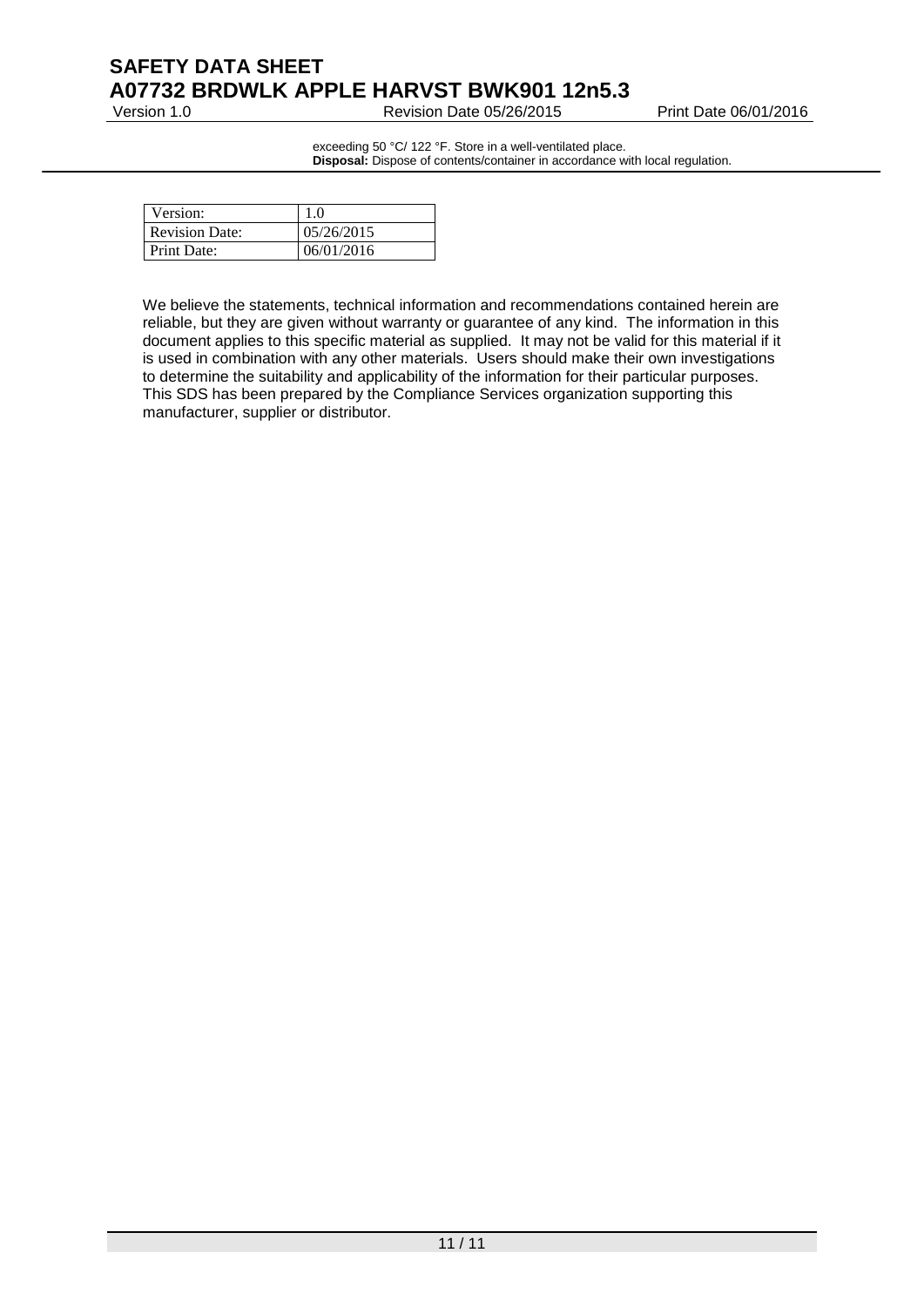exceeding 50 °C/ 122 °F. Store in a well-ventilated place.
**Disposal:** Dispose of contents/container in accordance with local regulation.

| | |
|---|---|
| Version: | 1.0 |
| Revision Date: | 05/26/2015 |
| Print Date: | 06/01/2016 |

We believe the statements, technical information and recommendations contained herein are reliable, but they are given without warranty or guarantee of any kind. The information in this document applies to this specific material as supplied. It may not be valid for this material if it is used in combination with any other materials. Users should make their own investigations to determine the suitability and applicability of the information for their particular purposes. This SDS has been prepared by the Compliance Services organization supporting this manufacturer, supplier or distributor.